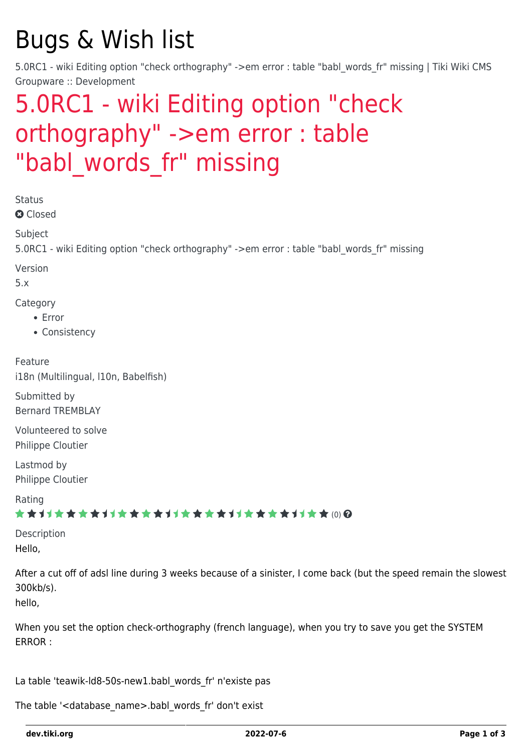# Bugs & Wish list

5.0RC1 - wiki Editing option "check orthography" ->em error : table "babl_words_fr" missing | Tiki Wiki CMS Groupware :: Development

## 5.0RC1 - wiki Editing option "check orthography" ->em error : table "babl_words_fr" missing

Status

Closed

Subject

5.0RC1 - wiki Editing option "check orthography" ->em error : table "babl_words_fr" missing

Version

5.x

Category

- Error
- Consistency

Feature

i18n (Multilingual, l10n, Babelfish)

Submitted by

Bernard TREMBLAY

Volunteered to solve

Philippe Cloutier

Lastmod by

Philippe Cloutier

Rating

(0)

Description

Hello,

After a cut off of adsl line during 3 weeks because of a sinister, I come back (but the speed remain the slowest 300kb/s).
hello,

When you set the option check-orthography (french language), when you try to save you get the SYSTEM ERROR :

La table 'teawik-ld8-50s-new1.babl_words_fr' n'existe pas

The table '<database_name>.babl_words_fr' don't exist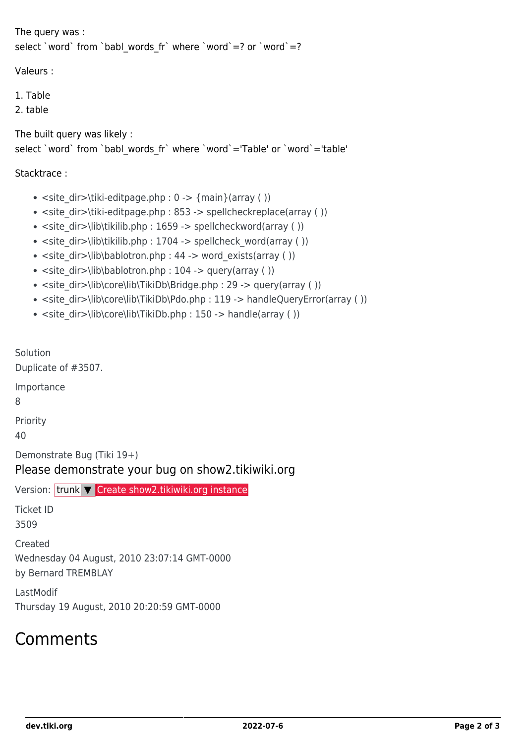The query was :
select `word` from `babl_words_fr` where `word`=? or `word`=?

Valeurs :

1. Table
2. table

The built query was likely :
select `word` from `babl_words_fr` where `word`='Table' or `word`='table'

Stacktrace :

- <site_dir>\tiki-editpage.php : 0 -> {main}(array ( ))
- <site_dir>\tiki-editpage.php : 853 -> spellcheckreplace(array ( ))
- <site_dir>\lib\tikilib.php : 1659 -> spellcheckword(array ( ))
- <site_dir>\lib\tikilib.php : 1704 -> spellcheck_word(array ( ))
- <site_dir>\lib\bablotron.php : 44 -> word_exists(array ( ))
- <site_dir>\lib\bablotron.php : 104 -> query(array ( ))
- <site_dir>\lib\core\lib\TikiDb\Bridge.php : 29 -> query(array ( ))
- <site_dir>\lib\core\lib\TikiDb\Pdo.php : 119 -> handleQueryError(array ( ))
- <site_dir>\lib\core\lib\TikiDb.php : 150 -> handle(array ( ))

Solution
Duplicate of #3507.

Importance
8

Priority
40

Demonstrate Bug (Tiki 19+)

## Please demonstrate your bug on show2.tikiwiki.org

Version: trunk ▼ Create show2.tikiwiki.org instance

Ticket ID
3509

Created
Wednesday 04 August, 2010 23:07:14 GMT-0000
by Bernard TREMBLAY

LastModif
Thursday 19 August, 2010 20:20:59 GMT-0000

# Comments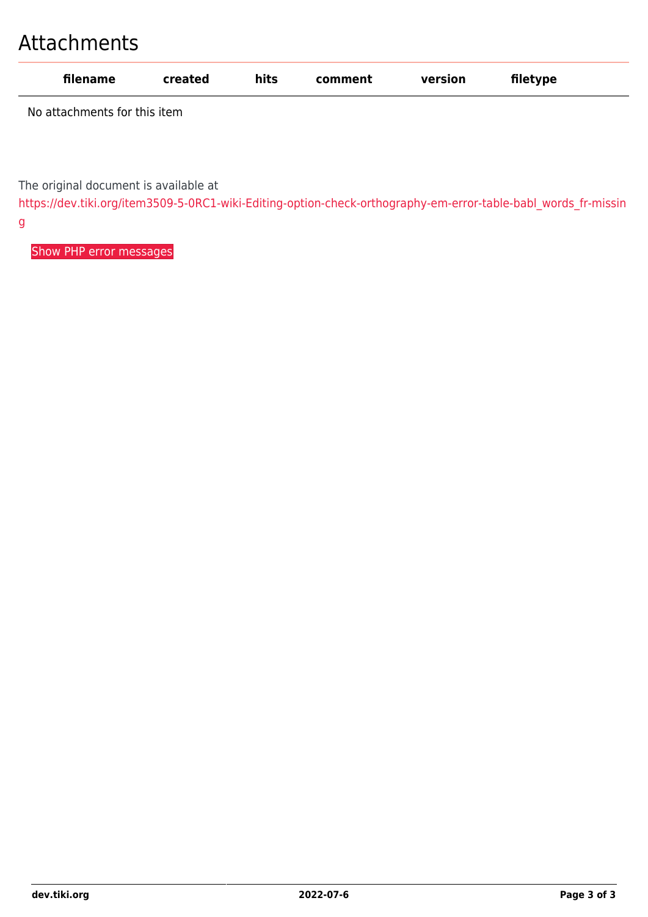# Attachments

| filename | created | hits | comment | version | filetype |
|---|---|---|---|---|---|

No attachments for this item

The original document is available at https://dev.tiki.org/item3509-5-0RC1-wiki-Editing-option-check-orthography-em-error-table-babl_words_fr-missing

Show PHP error messages